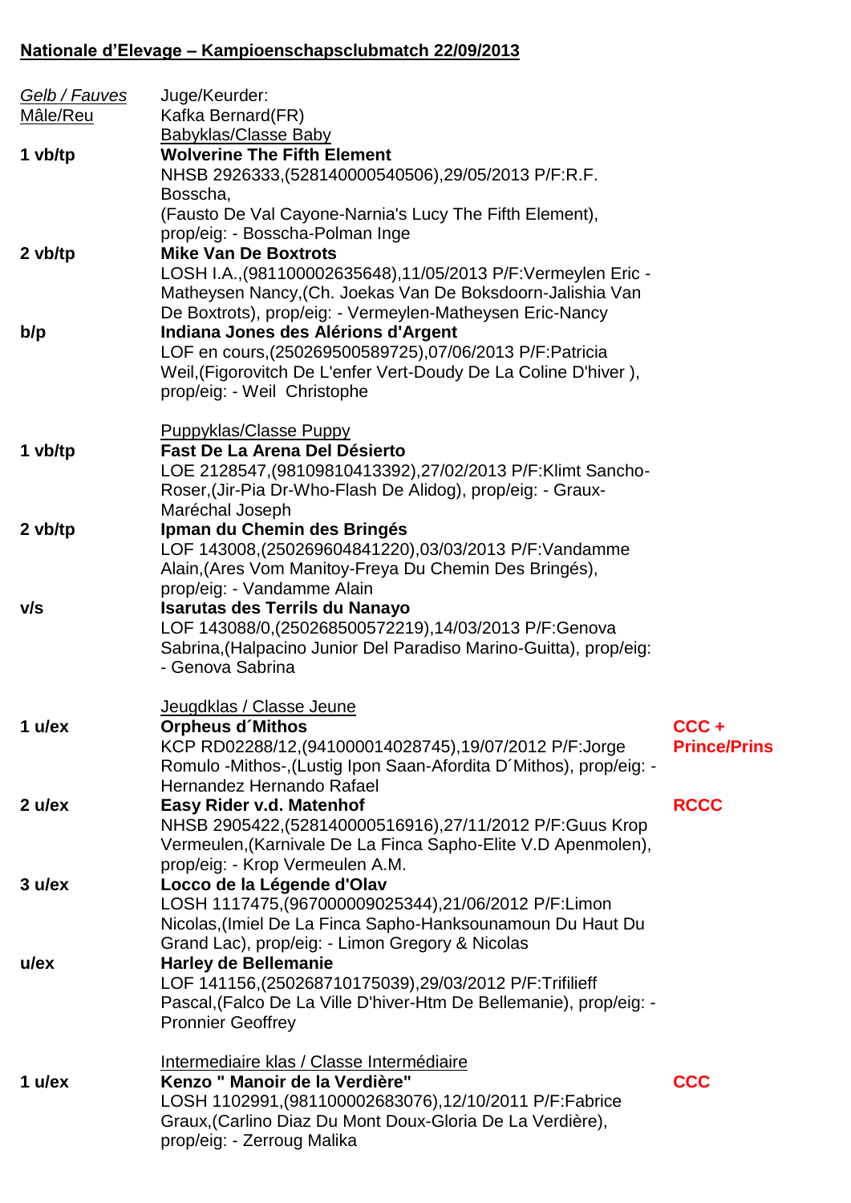**Nationale d'Elevage – Kampioenschapsclubmatch 22/09/2013**

*Gelb / Fauves*
Mâle/Reu

Juge/Keurder:
Kafka Bernard(FR)

Babyklas/Classe Baby

**1 vb/tp** **Wolverine The Fifth Element**
NHSB 2926333,(528140000540506),29/05/2013 P/F:R.F. Bosscha,
(Fausto De Val Cayone-Narnia's Lucy The Fifth Element),
prop/eig: - Bosscha-Polman Inge

**2 vb/tp** **Mike Van De Boxtrots**
LOSH I.A.,(981100002635648),11/05/2013 P/F:Vermeylen Eric - Matheysen Nancy,(Ch. Joekas Van De Boksdoorn-Jalishia Van De Boxtrots), prop/eig: - Vermeylen-Matheysen Eric-Nancy

**b/p** **Indiana Jones des Alérions d'Argent**
LOF en cours,(250269500589725),07/06/2013 P/F:Patricia Weil,(Figorovitch De L'enfer Vert-Doudy De La Coline D'hiver ), prop/eig: - Weil Christophe

Puppyklas/Classe Puppy

**1 vb/tp** **Fast De La Arena Del Désierto**
LOE 2128547,(98109810413392),27/02/2013 P/F:Klimt Sancho-Roser,(Jir-Pia Dr-Who-Flash De Alidog), prop/eig: - Graux-Maréchal Joseph

**2 vb/tp** **Ipman du Chemin des Bringés**
LOF 143008,(250269604841220),03/03/2013 P/F:Vandamme Alain,(Ares Vom Manitoy-Freya Du Chemin Des Bringés), prop/eig: - Vandamme Alain

**v/s** **Isarutas des Terrils du Nanayo**
LOF 143088/0,(250268500572219),14/03/2013 P/F:Genova Sabrina,(Halpacino Junior Del Paradiso Marino-Guitta), prop/eig: - Genova Sabrina

Jeugdklas / Classe Jeune

**1 u/ex** **Orpheus d´Mithos** — **CCC + Prince/Prins**
KCP RD02288/12,(941000014028745),19/07/2012 P/F:Jorge Romulo -Mithos-,(Lustig Ipon Saan-Afordita D´Mithos), prop/eig: - Hernandez Hernando Rafael

**2 u/ex** **Easy Rider v.d. Matenhof** — **RCCC**
NHSB 2905422,(528140000516916),27/11/2012 P/F:Guus Krop Vermeulen,(Karnivale De La Finca Sapho-Elite V.D Apenmolen), prop/eig: - Krop Vermeulen A.M.

**3 u/ex** **Locco de la Légende d'Olav**
LOSH 1117475,(967000009025344),21/06/2012 P/F:Limon Nicolas,(Imiel De La Finca Sapho-Hanksounamoun Du Haut Du Grand Lac), prop/eig: - Limon Gregory & Nicolas

**u/ex** **Harley de Bellemanie**
LOF 141156,(250268710175039),29/03/2012 P/F:Trifilieff Pascal,(Falco De La Ville D'hiver-Htm De Bellemanie), prop/eig: - Pronnier Geoffrey

Intermediaire klas / Classe Intermédiaire

**1 u/ex** **Kenzo " Manoir de la Verdière"** — **CCC**
LOSH 1102991,(981100002683076),12/10/2011 P/F:Fabrice Graux,(Carlino Diaz Du Mont Doux-Gloria De La Verdière), prop/eig: - Zerroug Malika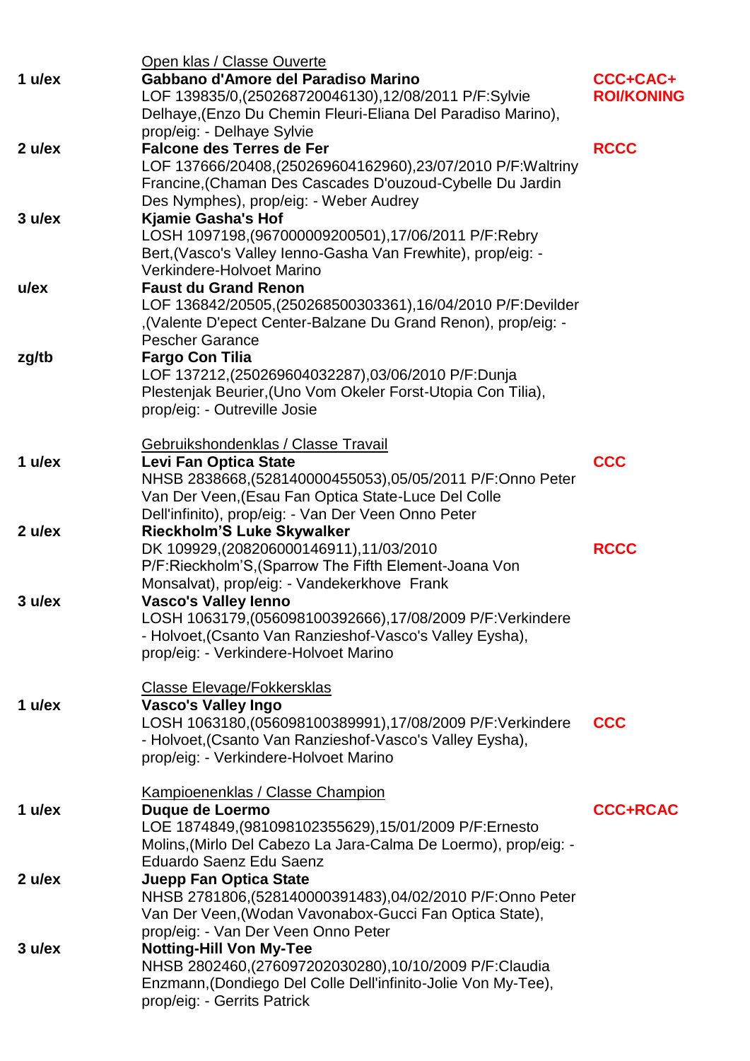Open klas / Classe Ouverte

**1 u/ex** — **Gabbano d'Amore del Paradiso Marino** — **CCC+CAC+ ROI/KONING**
LOF 139835/0,(250268720046130),12/08/2011 P/F:Sylvie Delhaye,(Enzo Du Chemin Fleuri-Eliana Del Paradiso Marino), prop/eig: - Delhaye Sylvie

**2 u/ex** — **Falcone des Terres de Fer** — **RCCC**
LOF 137666/20408,(250269604162960),23/07/2010 P/F:Waltriny Francine,(Chaman Des Cascades D'ouzoud-Cybelle Du Jardin Des Nymphes), prop/eig: - Weber Audrey

**3 u/ex** — **Kjamie Gasha's Hof**
LOSH 1097198,(967000009200501),17/06/2011 P/F:Rebry Bert,(Vasco's Valley Ienno-Gasha Van Frewhite), prop/eig: - Verkindere-Holvoet Marino

**u/ex** — **Faust du Grand Renon**
LOF 136842/20505,(250268500303361),16/04/2010 P/F:Devilder ,(Valente D'epect Center-Balzane Du Grand Renon), prop/eig: - Pescher Garance

**zg/tb** — **Fargo Con Tilia**
LOF 137212,(250269604032287),03/06/2010 P/F:Dunja Plestenjak Beurier,(Uno Vom Okeler Forst-Utopia Con Tilia), prop/eig: - Outreville Josie

Gebruikshondenklas / Classe Travail

**1 u/ex** — **Levi Fan Optica State** — **CCC**
NHSB 2838668,(528140000455053),05/05/2011 P/F:Onno Peter Van Der Veen,(Esau Fan Optica State-Luce Del Colle Dell'infinito), prop/eig: - Van Der Veen Onno Peter

**2 u/ex** — **Rieckholm'S Luke Skywalker** — **RCCC**
DK 109929,(208206000146911),11/03/2010 P/F:Rieckholm'S,(Sparrow The Fifth Element-Joana Von Monsalvat), prop/eig: - Vandekerkhove Frank

**3 u/ex** — **Vasco's Valley Ienno**
LOSH 1063179,(056098100392666),17/08/2009 P/F:Verkindere - Holvoet,(Csanto Van Ranzieshof-Vasco's Valley Eysha), prop/eig: - Verkindere-Holvoet Marino

Classe Elevage/Fokkersklas

**1 u/ex** — **Vasco's Valley Ingo** — **CCC**
LOSH 1063180,(056098100389991),17/08/2009 P/F:Verkindere - Holvoet,(Csanto Van Ranzieshof-Vasco's Valley Eysha), prop/eig: - Verkindere-Holvoet Marino

Kampioenenklas / Classe Champion

**1 u/ex** — **Duque de Loermo** — **CCC+RCAC**
LOE 1874849,(981098102355629),15/01/2009 P/F:Ernesto Molins,(Mirlo Del Cabezo La Jara-Calma De Loermo), prop/eig: - Eduardo Saenz Edu Saenz

**2 u/ex** — **Juepp Fan Optica State**
NHSB 2781806,(528140000391483),04/02/2010 P/F:Onno Peter Van Der Veen,(Wodan Vavonabox-Gucci Fan Optica State), prop/eig: - Van Der Veen Onno Peter

**3 u/ex** — **Notting-Hill Von My-Tee**
NHSB 2802460,(276097202030280),10/10/2009 P/F:Claudia Enzmann,(Dondiego Del Colle Dell'infinito-Jolie Von My-Tee), prop/eig: - Gerrits Patrick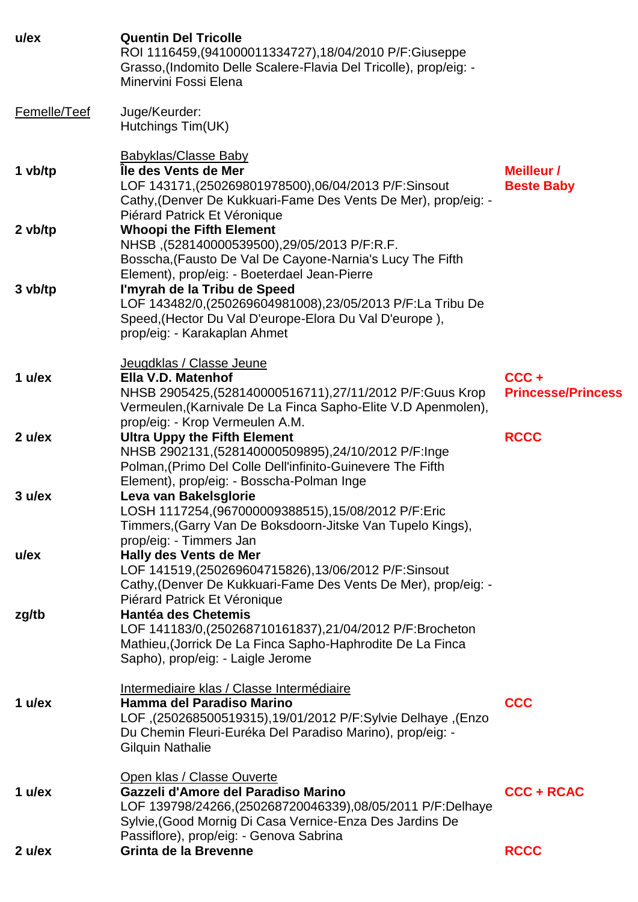| | | |
|---|---|---|
| u/ex | **Quentin Del Tricolle**<br>ROI 1116459,(941000011334727),18/04/2010 P/F:Giuseppe Grasso,(Indomito Delle Scalere-Flavia Del Tricolle), prop/eig: - Minervini Fossi Elena | |
| Femelle/Teef | Juge/Keurder:<br>Hutchings Tim(UK) | |
| | Babyklas/Classe Baby | |
| 1 vb/tp | **Île des Vents de Mer**<br>LOF 143171,(250269801978500),06/04/2013 P/F:Sinsout Cathy,(Denver De Kukkuari-Fame Des Vents De Mer), prop/eig: - Piérard Patrick Et Véronique | **Meilleur / Beste Baby** |
| 2 vb/tp | **Whoopi the Fifth Element**<br>NHSB ,(528140000539500),29/05/2013 P/F:R.F. Bosscha,(Fausto De Val De Cayone-Narnia's Lucy The Fifth Element), prop/eig: - Boeterdael Jean-Pierre | |
| 3 vb/tp | **I'myrah de la Tribu de Speed**<br>LOF 143482/0,(250269604981008),23/05/2013 P/F:La Tribu De Speed,(Hector Du Val D'europe-Elora Du Val D'europe ), prop/eig: - Karakaplan Ahmet | |
| | Jeugdklas / Classe Jeune | |
| 1 u/ex | **Ella V.D. Matenhof**<br>NHSB 2905425,(528140000516711),27/11/2012 P/F:Guus Krop Vermeulen,(Karnivale De La Finca Sapho-Elite V.D Apenmolen), prop/eig: - Krop Vermeulen A.M. | **CCC + Princesse/Princess** |
| 2 u/ex | **Ultra Uppy the Fifth Element**<br>NHSB 2902131,(528140000509895),24/10/2012 P/F:Inge Polman,(Primo Del Colle Dell'infinito-Guinevere The Fifth Element), prop/eig: - Bosscha-Polman Inge | **RCCC** |
| 3 u/ex | **Leva van Bakelsglorie**<br>LOSH 1117254,(967000009388515),15/08/2012 P/F:Eric Timmers,(Garry Van De Boksdoorn-Jitske Van Tupelo Kings), prop/eig: - Timmers Jan | |
| u/ex | **Hally des Vents de Mer**<br>LOF 141519,(250269604715826),13/06/2012 P/F:Sinsout Cathy,(Denver De Kukkuari-Fame Des Vents De Mer), prop/eig: - Piérard Patrick Et Véronique | |
| zg/tb | **Hantéa des Chetemis**<br>LOF 141183/0,(250268710161837),21/04/2012 P/F:Brocheton Mathieu,(Jorrick De La Finca Sapho-Haphrodite De La Finca Sapho), prop/eig: - Laigle Jerome | |
| | Intermediaire klas / Classe Intermédiaire | |
| 1 u/ex | **Hamma del Paradiso Marino**<br>LOF ,(250268500519315),19/01/2012 P/F:Sylvie Delhaye ,(Enzo Du Chemin Fleuri-Euréka Del Paradiso Marino), prop/eig: - Gilquin Nathalie | **CCC** |
| | Open klas / Classe Ouverte | |
| 1 u/ex | **Gazzeli d'Amore del Paradiso Marino**<br>LOF 139798/24266,(250268720046339),08/05/2011 P/F:Delhaye Sylvie,(Good Mornig Di Casa Vernice-Enza Des Jardins De Passiflore), prop/eig: - Genova Sabrina | **CCC + RCAC** |
| 2 u/ex | **Grinta de la Brevenne** | **RCCC** |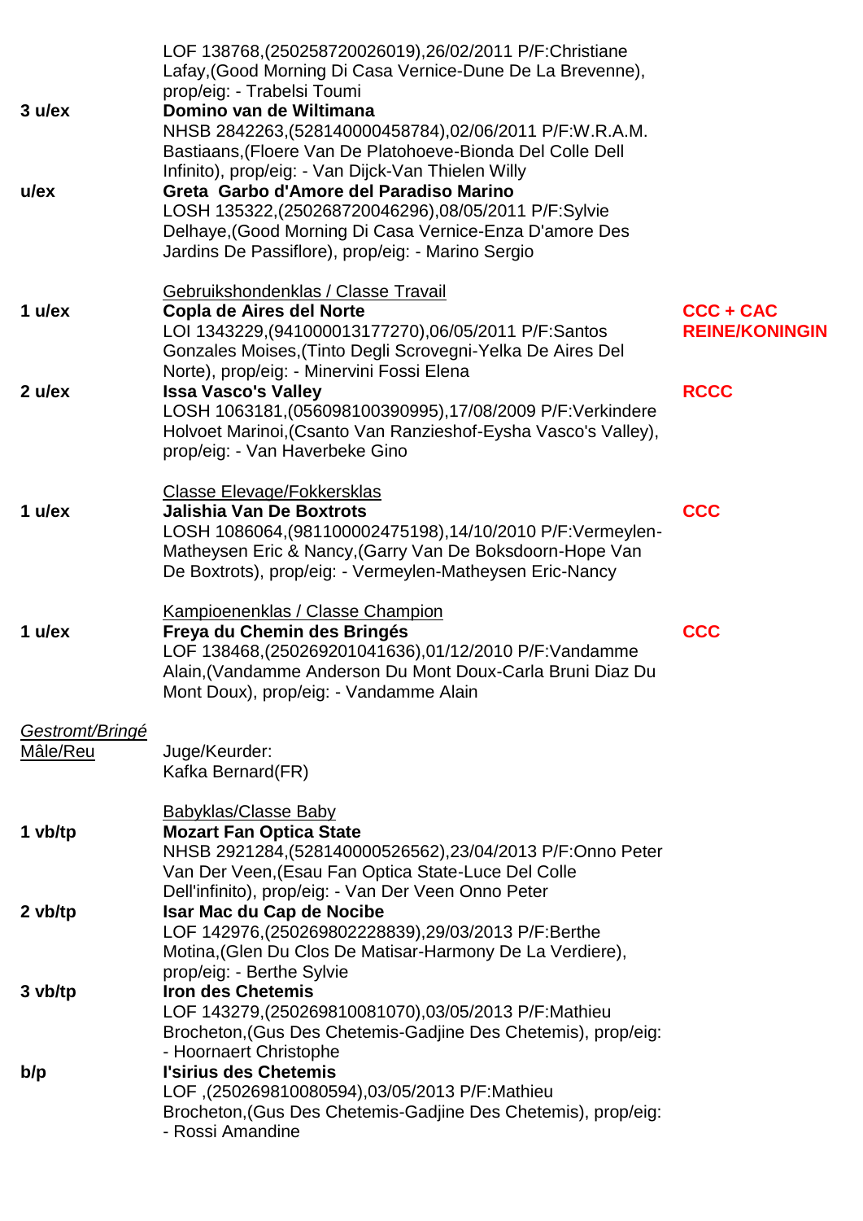| | | |
|---|---|---|
| | LOF 138768,(250258720026019),26/02/2011 P/F:Christiane Lafay,(Good Morning Di Casa Vernice-Dune De La Brevenne), prop/eig: - Trabelsi Toumi | |
| 3 u/ex | **Domino van de Wiltimana**<br>NHSB 2842263,(528140000458784),02/06/2011 P/F:W.R.A.M. Bastiaans,(Floere Van De Platohoeve-Bionda Del Colle Dell Infinito), prop/eig: - Van Dijck-Van Thielen Willy | |
| u/ex | **Greta Garbo d'Amore del Paradiso Marino**<br>LOSH 135322,(250268720046296),08/05/2011 P/F:Sylvie Delhaye,(Good Morning Di Casa Vernice-Enza D'amore Des Jardins De Passiflore), prop/eig: - Marino Sergio | |

<u>Gebruikshondenklas / Classe Travail</u>

| | | |
|---|---|---|
| 1 u/ex | **Copla de Aires del Norte**<br>LOI 1343229,(941000013177270),06/05/2011 P/F:Santos Gonzales Moises,(Tinto Degli Scrovegni-Yelka De Aires Del Norte), prop/eig: - Minervini Fossi Elena | **CCC + CAC REINE/KONINGIN** |
| 2 u/ex | **Issa Vasco's Valley**<br>LOSH 1063181,(056098100390995),17/08/2009 P/F:Verkindere Holvoet Marinoi,(Csanto Van Ranzieshof-Eysha Vasco's Valley), prop/eig: - Van Haverbeke Gino | **RCCC** |

<u>Classe Elevage/Fokkersklas</u>

| | | |
|---|---|---|
| 1 u/ex | **Jalishia Van De Boxtrots**<br>LOSH 1086064,(981100002475198),14/10/2010 P/F:Vermeylen-Matheysen Eric & Nancy,(Garry Van De Boksdoorn-Hope Van De Boxtrots), prop/eig: - Vermeylen-Matheysen Eric-Nancy | **CCC** |

<u>Kampioenenklas / Classe Champion</u>

| | | |
|---|---|---|
| 1 u/ex | **Freya du Chemin des Bringés**<br>LOF 138468,(250269201041636),01/12/2010 P/F:Vandamme Alain,(Vandamme Anderson Du Mont Doux-Carla Bruni Diaz Du Mont Doux), prop/eig: - Vandamme Alain | **CCC** |

*<u>Gestromt/Bringé</u>*

<u>Mâle/Reu</u>

Juge/Keurder:
Kafka Bernard(FR)

<u>Babyklas/Classe Baby</u>

| | | |
|---|---|---|
| 1 vb/tp | **Mozart Fan Optica State**<br>NHSB 2921284,(528140000526562),23/04/2013 P/F:Onno Peter Van Der Veen,(Esau Fan Optica State-Luce Del Colle Dell'infinito), prop/eig: - Van Der Veen Onno Peter | |
| 2 vb/tp | **Isar Mac du Cap de Nocibe**<br>LOF 142976,(250269802228839),29/03/2013 P/F:Berthe Motina,(Glen Du Clos De Matisar-Harmony De La Verdiere), prop/eig: - Berthe Sylvie | |
| 3 vb/tp | **Iron des Chetemis**<br>LOF 143279,(250269810081070),03/05/2013 P/F:Mathieu Brocheton,(Gus Des Chetemis-Gadjine Des Chetemis), prop/eig: - Hoornaert Christophe | |
| b/p | **I'sirius des Chetemis**<br>LOF ,(250269810080594),03/05/2013 P/F:Mathieu Brocheton,(Gus Des Chetemis-Gadjine Des Chetemis), prop/eig: - Rossi Amandine | |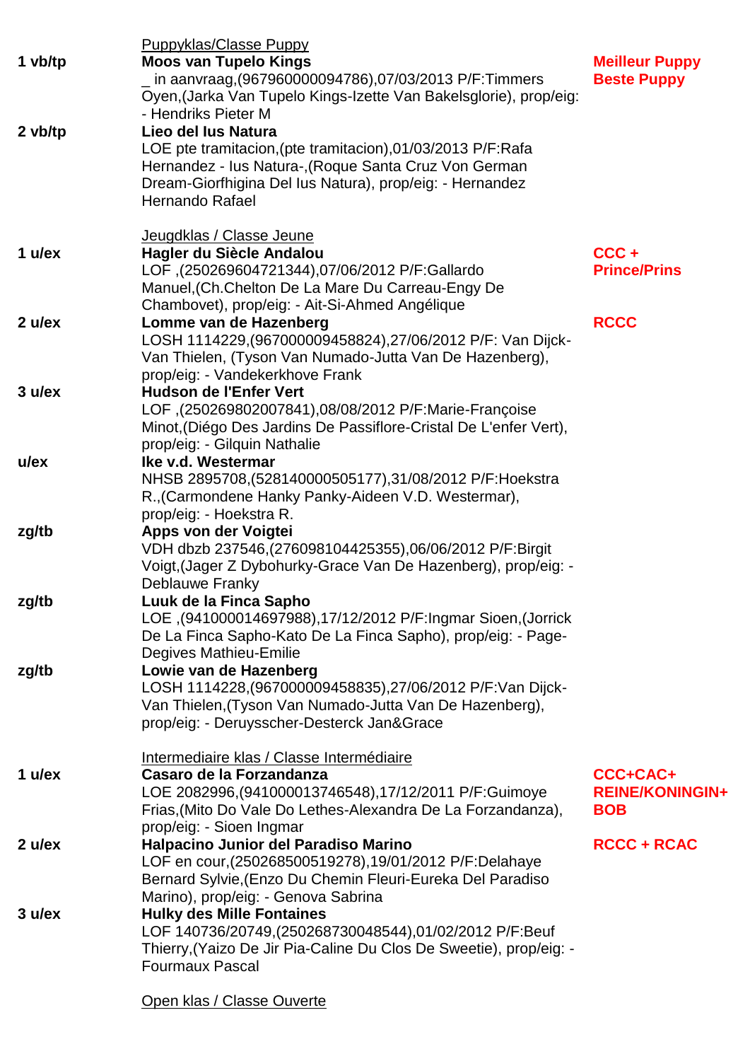Puppyklas/Classe Puppy

| | | |
|---|---|---|
| 1 vb/tp | **Moos van Tupelo Kings**<br>_ in aanvraag,(967960000094786),07/03/2013 P/F:Timmers Oyen,(Jarka Van Tupelo Kings-Izette Van Bakelsglorie), prop/eig: - Hendriks Pieter M | **Meilleur Puppy**<br>**Beste Puppy** |
| 2 vb/tp | **Lieo del Ius Natura**<br>LOE pte tramitacion,(pte tramitacion),01/03/2013 P/F:Rafa Hernandez - Ius Natura-,(Roque Santa Cruz Von German Dream-Giorfhigina Del Ius Natura), prop/eig: - Hernandez Hernando Rafael | |

Jeugdklas / Classe Jeune

| | | |
|---|---|---|
| 1 u/ex | **Hagler du Siècle Andalou**<br>LOF ,(250269604721344),07/06/2012 P/F:Gallardo Manuel,(Ch.Chelton De La Mare Du Carreau-Engy De Chambovet), prop/eig: - Ait-Si-Ahmed Angélique | **CCC +**<br>**Prince/Prins** |
| 2 u/ex | **Lomme van de Hazenberg**<br>LOSH 1114229,(967000009458824),27/06/2012 P/F: Van Dijck-Van Thielen, (Tyson Van Numado-Jutta Van De Hazenberg), prop/eig: - Vandekerkhove Frank | **RCCC** |
| 3 u/ex | **Hudson de l'Enfer Vert**<br>LOF ,(250269802007841),08/08/2012 P/F:Marie-Françoise Minot,(Diégo Des Jardins De Passiflore-Cristal De L'enfer Vert), prop/eig: - Gilquin Nathalie | |
| u/ex | **Ike v.d. Westermar**<br>NHSB 2895708,(528140000505177),31/08/2012 P/F:Hoekstra R.,(Carmondene Hanky Panky-Aideen V.D. Westermar), prop/eig: - Hoekstra R. | |
| zg/tb | **Apps von der Voigtei**<br>VDH dbzb 237546,(276098104425355),06/06/2012 P/F:Birgit Voigt,(Jager Z Dybohurky-Grace Van De Hazenberg), prop/eig: - Deblauwe Franky | |
| zg/tb | **Luuk de la Finca Sapho**<br>LOE ,(941000014697988),17/12/2012 P/F:Ingmar Sioen,(Jorrick De La Finca Sapho-Kato De La Finca Sapho), prop/eig: - Page-Degives Mathieu-Emilie | |
| zg/tb | **Lowie van de Hazenberg**<br>LOSH 1114228,(967000009458835),27/06/2012 P/F:Van Dijck-Van Thielen,(Tyson Van Numado-Jutta Van De Hazenberg), prop/eig: - Deruysscher-Desterck Jan&Grace | |

Intermediaire klas / Classe Intermédiaire

| | | |
|---|---|---|
| 1 u/ex | **Casaro de la Forzandanza**<br>LOE 2082996,(941000013746548),17/12/2011 P/F:Guimoye Frias,(Mito Do Vale Do Lethes-Alexandra De La Forzandanza), prop/eig: - Sioen Ingmar | **CCC+CAC+**<br>**REINE/KONINGIN+**<br>**BOB** |
| 2 u/ex | **Halpacino Junior del Paradiso Marino**<br>LOF en cour,(250268500519278),19/01/2012 P/F:Delahaye Bernard Sylvie,(Enzo Du Chemin Fleuri-Eureka Del Paradiso Marino), prop/eig: - Genova Sabrina | **RCCC + RCAC** |
| 3 u/ex | **Hulky des Mille Fontaines**<br>LOF 140736/20749,(250268730048544),01/02/2012 P/F:Beuf Thierry,(Yaizo De Jir Pia-Caline Du Clos De Sweetie), prop/eig: - Fourmaux Pascal | |

Open klas / Classe Ouverte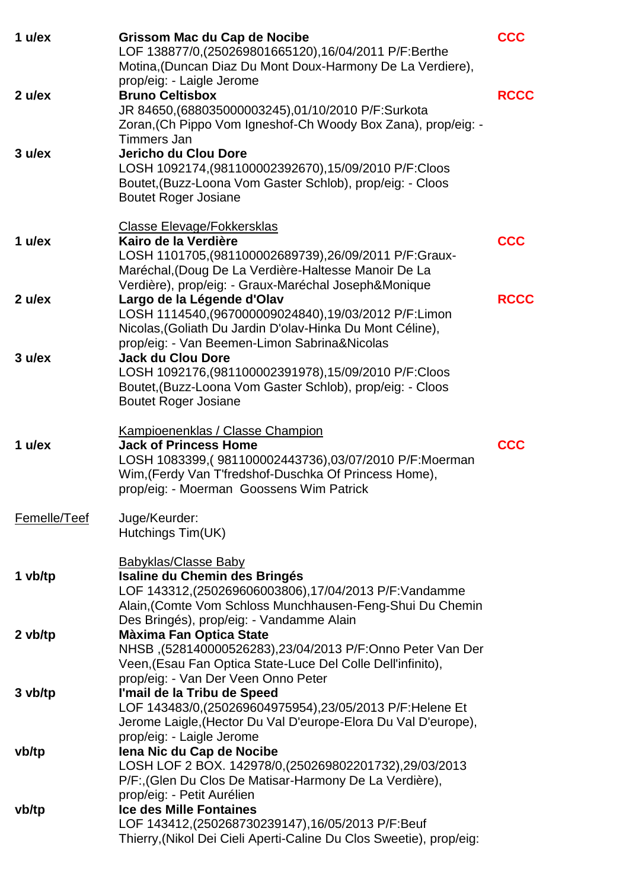| | | |
|---|---|---|
| 1 u/ex | **Grissom Mac du Cap de Nocibe**<br>LOF 138877/0,(250269801665120),16/04/2011 P/F:Berthe Motina,(Duncan Diaz Du Mont Doux-Harmony De La Verdiere), prop/eig: - Laigle Jerome | **CCC** |
| 2 u/ex | **Bruno Celtisbox**<br>JR 84650,(688035000003245),01/10/2010 P/F:Surkota Zoran,(Ch Pippo Vom Igneshof-Ch Woody Box Zana), prop/eig: - Timmers Jan | **RCCC** |
| 3 u/ex | **Jericho du Clou Dore**<br>LOSH 1092174,(981100002392670),15/09/2010 P/F:Cloos Boutet,(Buzz-Loona Vom Gaster Schlob), prop/eig: - Cloos Boutet Roger Josiane | |

Classe Elevage/Fokkersklas

| | | |
|---|---|---|
| 1 u/ex | **Kairo de la Verdière**<br>LOSH 1101705,(981100002689739),26/09/2011 P/F:Graux-Maréchal,(Doug De La Verdière-Haltesse Manoir De La Verdière), prop/eig: - Graux-Maréchal Joseph&Monique | **CCC** |
| 2 u/ex | **Largo de la Légende d'Olav**<br>LOSH 1114540,(967000009024840),19/03/2012 P/F:Limon Nicolas,(Goliath Du Jardin D'olav-Hinka Du Mont Céline), prop/eig: - Van Beemen-Limon Sabrina&Nicolas | **RCCC** |
| 3 u/ex | **Jack du Clou Dore**<br>LOSH 1092176,(981100002391978),15/09/2010 P/F:Cloos Boutet,(Buzz-Loona Vom Gaster Schlob), prop/eig: - Cloos Boutet Roger Josiane | |

Kampioenenklas / Classe Champion

| | | |
|---|---|---|
| 1 u/ex | **Jack of Princess Home**<br>LOSH 1083399,( 981100002443736),03/07/2010 P/F:Moerman Wim,(Ferdy Van T'fredshof-Duschka Of Princess Home), prop/eig: - Moerman Goossens Wim Patrick | **CCC** |

Femelle/Teef — Juge/Keurder: Hutchings Tim(UK)

Babyklas/Classe Baby

| | |
|---|---|
| 1 vb/tp | **Isaline du Chemin des Bringés**<br>LOF 143312,(250269606003806),17/04/2013 P/F:Vandamme Alain,(Comte Vom Schloss Munchhausen-Feng-Shui Du Chemin Des Bringés), prop/eig: - Vandamme Alain |
| 2 vb/tp | **Màxima Fan Optica State**<br>NHSB ,(528140000526283),23/04/2013 P/F:Onno Peter Van Der Veen,(Esau Fan Optica State-Luce Del Colle Dell'infinito), prop/eig: - Van Der Veen Onno Peter |
| 3 vb/tp | **I'mail de la Tribu de Speed**<br>LOF 143483/0,(250269604975954),23/05/2013 P/F:Helene Et Jerome Laigle,(Hector Du Val D'europe-Elora Du Val D'europe), prop/eig: - Laigle Jerome |
| vb/tp | **Iena Nic du Cap de Nocibe**<br>LOSH LOF 2 BOX. 142978/0,(250269802201732),29/03/2013 P/F:,(Glen Du Clos De Matisar-Harmony De La Verdière), prop/eig: - Petit Aurélien |
| vb/tp | **Ice des Mille Fontaines**<br>LOF 143412,(250268730239147),16/05/2013 P/F:Beuf Thierry,(Nikol Dei Cieli Aperti-Caline Du Clos Sweetie), prop/eig: |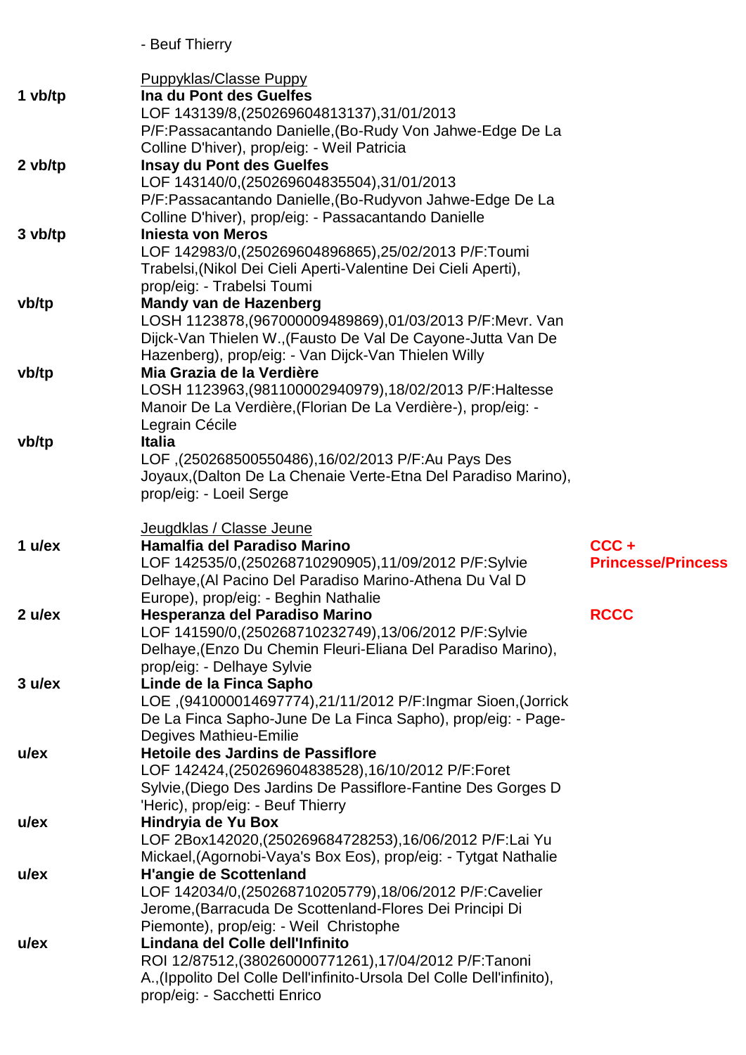- Beuf Thierry

Puppyklas/Classe Puppy

| | | |
|---|---|---|
| 1 vb/tp | **Ina du Pont des Guelfes**<br>LOF 143139/8,(250269604813137),31/01/2013<br>P/F:Passacantando Danielle,(Bo-Rudy Von Jahwe-Edge De La Colline D'hiver), prop/eig: - Weil Patricia | |
| 2 vb/tp | **Insay du Pont des Guelfes**<br>LOF 143140/0,(250269604835504),31/01/2013<br>P/F:Passacantando Danielle,(Bo-Rudyvon Jahwe-Edge De La Colline D'hiver), prop/eig: - Passacantando Danielle | |
| 3 vb/tp | **Iniesta von Meros**<br>LOF 142983/0,(250269604896865),25/02/2013 P/F:Toumi Trabelsi,(Nikol Dei Cieli Aperti-Valentine Dei Cieli Aperti), prop/eig: - Trabelsi Toumi | |
| vb/tp | **Mandy van de Hazenberg**<br>LOSH 1123878,(967000009489869),01/03/2013 P/F:Mevr. Van Dijck-Van Thielen W.,(Fausto De Val De Cayone-Jutta Van De Hazenberg), prop/eig: - Van Dijck-Van Thielen Willy | |
| vb/tp | **Mia Grazia de la Verdière**<br>LOSH 1123963,(981100002940979),18/02/2013 P/F:Haltesse Manoir De La Verdière,(Florian De La Verdière-), prop/eig: - Legrain Cécile | |
| vb/tp | **Italia**<br>LOF ,(250268500550486),16/02/2013 P/F:Au Pays Des Joyaux,(Dalton De La Chenaie Verte-Etna Del Paradiso Marino), prop/eig: - Loeil Serge | |

Jeugdklas / Classe Jeune

| | | |
|---|---|---|
| 1 u/ex | **Hamalfia del Paradiso Marino**<br>LOF 142535/0,(250268710290905),11/09/2012 P/F:Sylvie Delhaye,(Al Pacino Del Paradiso Marino-Athena Du Val D Europe), prop/eig: - Beghin Nathalie | **CCC + Princesse/Princess** |
| 2 u/ex | **Hesperanza del Paradiso Marino**<br>LOF 141590/0,(250268710232749),13/06/2012 P/F:Sylvie Delhaye,(Enzo Du Chemin Fleuri-Eliana Del Paradiso Marino), prop/eig: - Delhaye Sylvie | **RCCC** |
| 3 u/ex | **Linde de la Finca Sapho**<br>LOE ,(941000014697774),21/11/2012 P/F:Ingmar Sioen,(Jorrick De La Finca Sapho-June De La Finca Sapho), prop/eig: - Page-Degives Mathieu-Emilie | |
| u/ex | **Hetoile des Jardins de Passiflore**<br>LOF 142424,(250269604838528),16/10/2012 P/F:Foret Sylvie,(Diego Des Jardins De Passiflore-Fantine Des Gorges D 'Heric), prop/eig: - Beuf Thierry | |
| u/ex | **Hindryia de Yu Box**<br>LOF 2Box142020,(250269684728253),16/06/2012 P/F:Lai Yu Mickael,(Agornobi-Vaya's Box Eos), prop/eig: - Tytgat Nathalie | |
| u/ex | **H'angie de Scottenland**<br>LOF 142034/0,(250268710205779),18/06/2012 P/F:Cavelier Jerome,(Barracuda De Scottenland-Flores Dei Principi Di Piemonte), prop/eig: - Weil Christophe | |
| u/ex | **Lindana del Colle dell'Infinito**<br>ROI 12/87512,(380260000771261),17/04/2012 P/F:Tanoni A.,(Ippolito Del Colle Dell'infinito-Ursola Del Colle Dell'infinito), prop/eig: - Sacchetti Enrico | |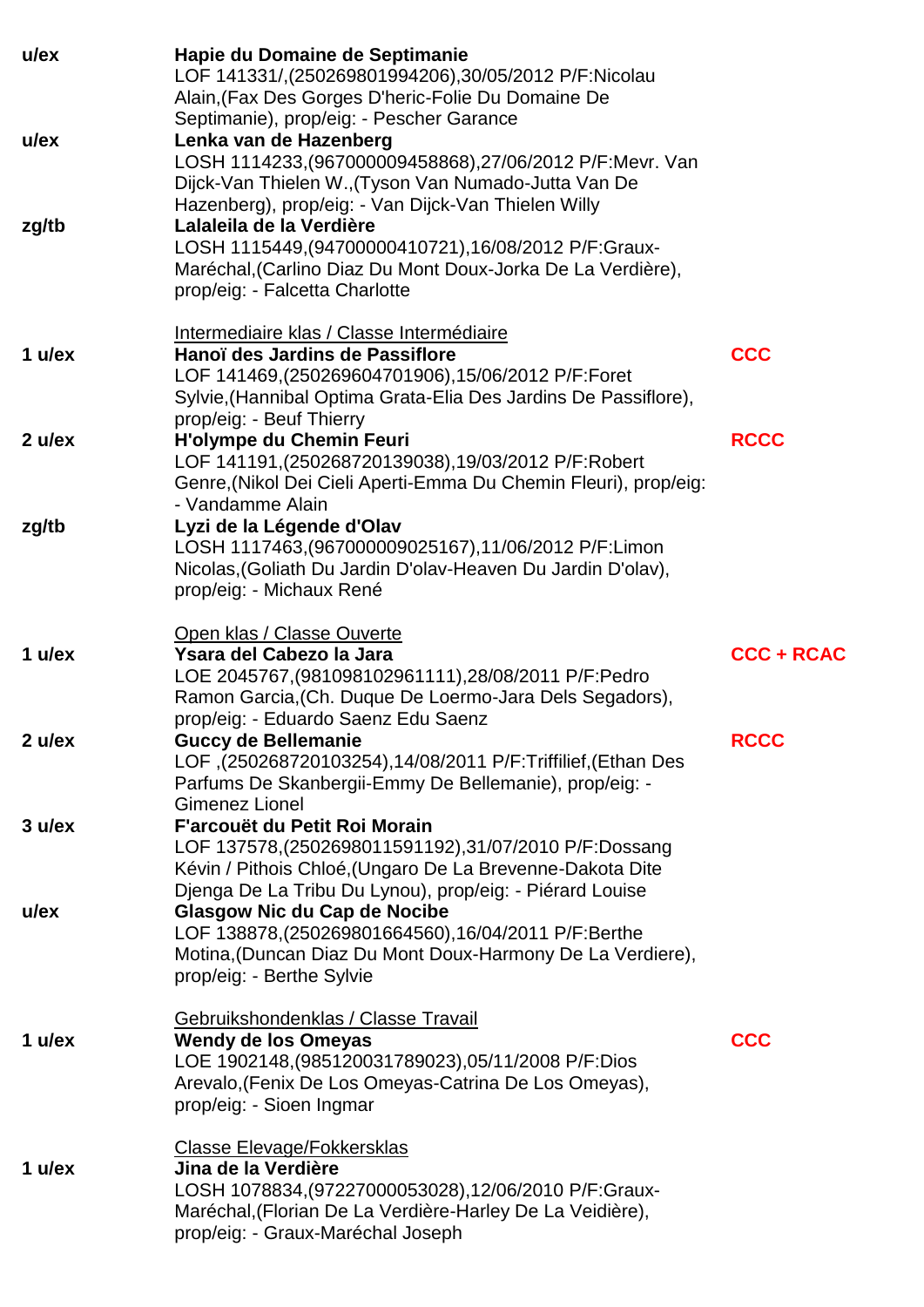| | | |
|---|---|---|
| u/ex | **Hapie du Domaine de Septimanie**<br>LOF 141331/,(250269801994206),30/05/2012 P/F:Nicolau Alain,(Fax Des Gorges D'heric-Folie Du Domaine De Septimanie), prop/eig: - Pescher Garance | |
| u/ex | **Lenka van de Hazenberg**<br>LOSH 1114233,(967000009458868),27/06/2012 P/F:Mevr. Van Dijck-Van Thielen W.,(Tyson Van Numado-Jutta Van De Hazenberg), prop/eig: - Van Dijck-Van Thielen Willy | |
| zg/tb | **Lalaleila de la Verdière**<br>LOSH 1115449,(94700000410721),16/08/2012 P/F:Graux-Maréchal,(Carlino Diaz Du Mont Doux-Jorka De La Verdière), prop/eig: - Falcetta Charlotte | |

<u>Intermediaire klas / Classe Intermédiaire</u>

| | | |
|---|---|---|
| 1 u/ex | **Hanoï des Jardins de Passiflore**<br>LOF 141469,(250269604701906),15/06/2012 P/F:Foret Sylvie,(Hannibal Optima Grata-Elia Des Jardins De Passiflore), prop/eig: - Beuf Thierry | CCC |
| 2 u/ex | **H'olympe du Chemin Feuri**<br>LOF 141191,(250268720139038),19/03/2012 P/F:Robert Genre,(Nikol Dei Cieli Aperti-Emma Du Chemin Fleuri), prop/eig: - Vandamme Alain | RCCC |
| zg/tb | **Lyzi de la Légende d'Olav**<br>LOSH 1117463,(967000009025167),11/06/2012 P/F:Limon Nicolas,(Goliath Du Jardin D'olav-Heaven Du Jardin D'olav), prop/eig: - Michaux René | |

<u>Open klas / Classe Ouverte</u>

| | | |
|---|---|---|
| 1 u/ex | **Ysara del Cabezo la Jara**<br>LOE 2045767,(981098102961111),28/08/2011 P/F:Pedro Ramon Garcia,(Ch. Duque De Loermo-Jara Dels Segadors), prop/eig: - Eduardo Saenz Edu Saenz | CCC + RCAC |
| 2 u/ex | **Guccy de Bellemanie**<br>LOF ,(250268720103254),14/08/2011 P/F:Triffilief,(Ethan Des Parfums De Skanbergii-Emmy De Bellemanie), prop/eig: - Gimenez Lionel | RCCC |
| 3 u/ex | **F'arcouët du Petit Roi Morain**<br>LOF 137578,(2502698011591192),31/07/2010 P/F:Dossang Kévin / Pithois Chloé,(Ungaro De La Brevenne-Dakota Dite Djenga De La Tribu Du Lynou), prop/eig: - Piérard Louise | |
| u/ex | **Glasgow Nic du Cap de Nocibe**<br>LOF 138878,(250269801664560),16/04/2011 P/F:Berthe Motina,(Duncan Diaz Du Mont Doux-Harmony De La Verdiere), prop/eig: - Berthe Sylvie | |

<u>Gebruikshondenklas / Classe Travail</u>

| | | |
|---|---|---|
| 1 u/ex | **Wendy de los Omeyas**<br>LOE 1902148,(985120031789023),05/11/2008 P/F:Dios Arevalo,(Fenix De Los Omeyas-Catrina De Los Omeyas), prop/eig: - Sioen Ingmar | CCC |

<u>Classe Elevage/Fokkersklas</u>

| | | |
|---|---|---|
| 1 u/ex | **Jina de la Verdière**<br>LOSH 1078834,(97227000053028),12/06/2010 P/F:Graux-Maréchal,(Florian De La Verdière-Harley De La Veidière), prop/eig: - Graux-Maréchal Joseph | |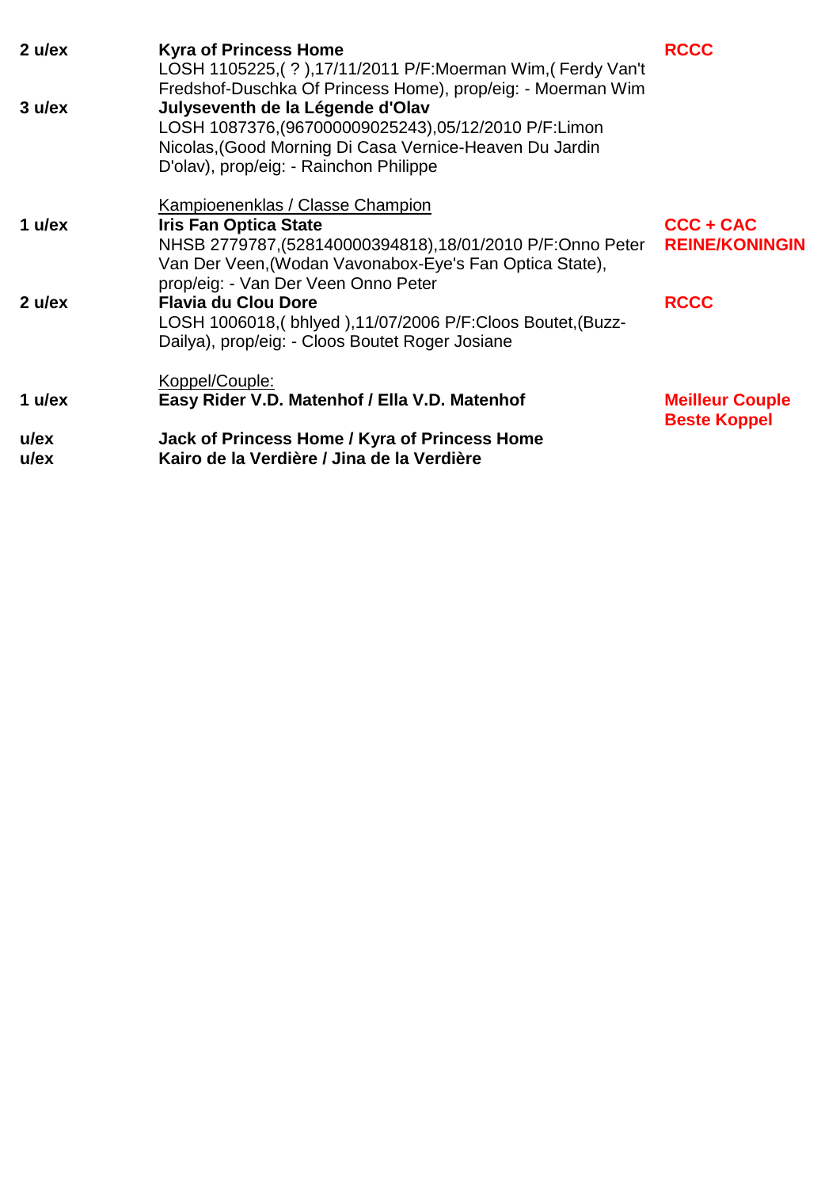| | | |
|---|---|---|
| 2 u/ex | **Kyra of Princess Home**<br>LOSH 1105225,( ? ),17/11/2011 P/F:Moerman Wim,( Ferdy Van't Fredshof-Duschka Of Princess Home), prop/eig: - Moerman Wim | **RCCC** |
| 3 u/ex | **Julyseventh de la Légende d'Olav**<br>LOSH 1087376,(967000009025243),05/12/2010 P/F:Limon Nicolas,(Good Morning Di Casa Vernice-Heaven Du Jardin D'olav), prop/eig: - Rainchon Philippe | |

Kampioenenklas / Classe Champion

| | | |
|---|---|---|
| 1 u/ex | **Iris Fan Optica State**<br>NHSB 2779787,(528140000394818),18/01/2010 P/F:Onno Peter Van Der Veen,(Wodan Vavonabox-Eye's Fan Optica State), prop/eig: - Van Der Veen Onno Peter | **CCC + CAC**<br>**REINE/KONINGIN** |
| 2 u/ex | **Flavia du Clou Dore**<br>LOSH 1006018,( bhlyed ),11/07/2006 P/F:Cloos Boutet,(Buzz-Dailya), prop/eig: - Cloos Boutet Roger Josiane | **RCCC** |

Koppel/Couple:

| | | |
|---|---|---|
| 1 u/ex | **Easy Rider V.D. Matenhof / Ella V.D. Matenhof** | **Meilleur Couple**<br>**Beste Koppel** |
| u/ex | **Jack of Princess Home / Kyra of Princess Home** | |
| u/ex | **Kairo de la Verdière / Jina de la Verdière** | |